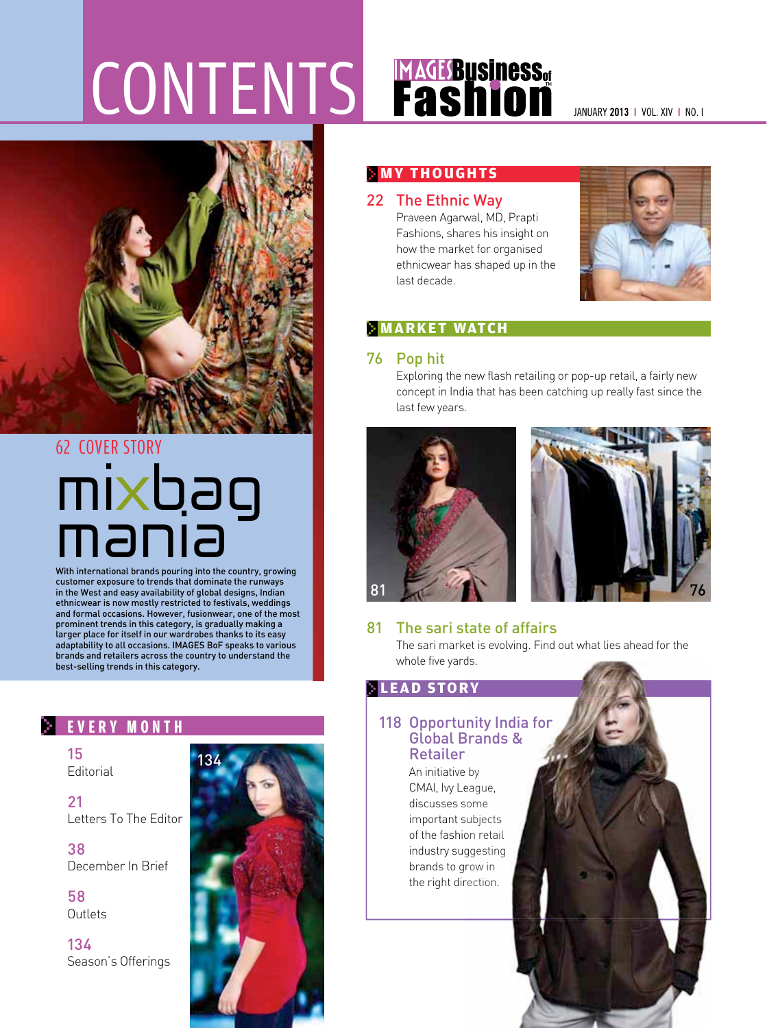# CONTENTS

**IMAGES Business of Fashion**

JANUARY **2013** | VOL. XIV | NO. I

## 62 COVER STORY

### mixbag mania

With international brands pouring into the country, growing customer exposure to trends that dominate the runways in the West and easy availability of global designs, Indian ethnicwear is now mostly restricted to festivals, weddings and formal occasions. However, fusionwear, one of the most prominent trends in this category, is gradually making a larger place for itself in our wardrobes thanks to its easy adaptability to all occasions. IMAGES BoF speaks to various brands and retailers across the country to understand the best-selling trends in this category.

## EVERY MONTH

15
Editorial

21
Letters To The Editor

38
December In Brief

58
Outlets

134
Season's Offerings

## MY THOUGHTS

### 22 The Ethnic Way

Praveen Agarwal, MD, Prapti Fashions, shares his insight on how the market for organised ethnicwear has shaped up in the last decade.

## MARKET WATCH

### 76 Pop hit

Exploring the new flash retailing or pop-up retail, a fairly new concept in India that has been catching up really fast since the last few years.

### 81 The sari state of affairs

The sari market is evolving. Find out what lies ahead for the whole five yards.

## LEAD STORY

### 118 Opportunity India for Global Brands & Retailer

An initiative by CMAI, Ivy League, discusses some important subjects of the fashion retail industry suggesting brands to grow in the right direction.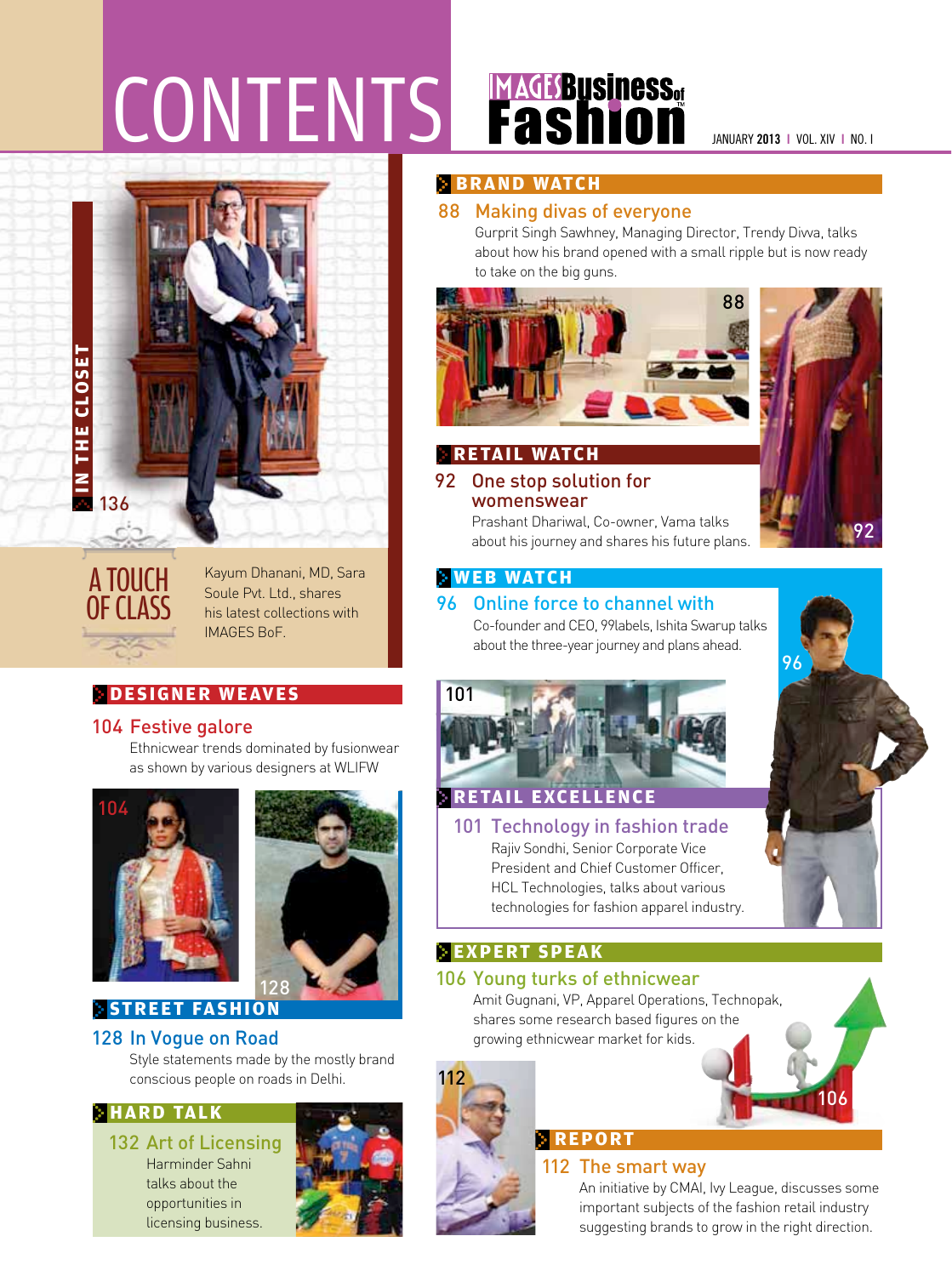# CONTENTS

IMAGES Business of Fashion

JANUARY 2013 | VOL. XIV | NO. I

## IN THE CLOSET

136 **A TOUCH OF CLASS**

Kayum Dhanani, MD, Sara Soule Pvt. Ltd., shares his latest collections with IMAGES BoF.

## DESIGNER WEAVES

### 104 Festive galore

Ethnicwear trends dominated by fusionwear as shown by various designers at WLIFW

## STREET FASHION

### 128 In Vogue on Road

Style statements made by the mostly brand conscious people on roads in Delhi.

## HARD TALK

### 132 Art of Licensing

Harminder Sahni talks about the opportunities in licensing business.

## BRAND WATCH

### 88 Making divas of everyone

Gurprit Singh Sawhney, Managing Director, Trendy Divva, talks about how his brand opened with a small ripple but is now ready to take on the big guns.

## RETAIL WATCH

### 92 One stop solution for womenswear

Prashant Dhariwal, Co-owner, Vama talks about his journey and shares his future plans.

## WEB WATCH

### 96 Online force to channel with

Co-founder and CEO, 99labels, Ishita Swarup talks about the three-year journey and plans ahead.

## RETAIL EXCELLENCE

### 101 Technology in fashion trade

Rajiv Sondhi, Senior Corporate Vice President and Chief Customer Officer, HCL Technologies, talks about various technologies for fashion apparel industry.

## EXPERT SPEAK

### 106 Young turks of ethnicwear

Amit Gugnani, VP, Apparel Operations, Technopak, shares some research based figures on the growing ethnicwear market for kids.

## REPORT

### 112 The smart way

An initiative by CMAI, Ivy League, discusses some important subjects of the fashion retail industry suggesting brands to grow in the right direction.